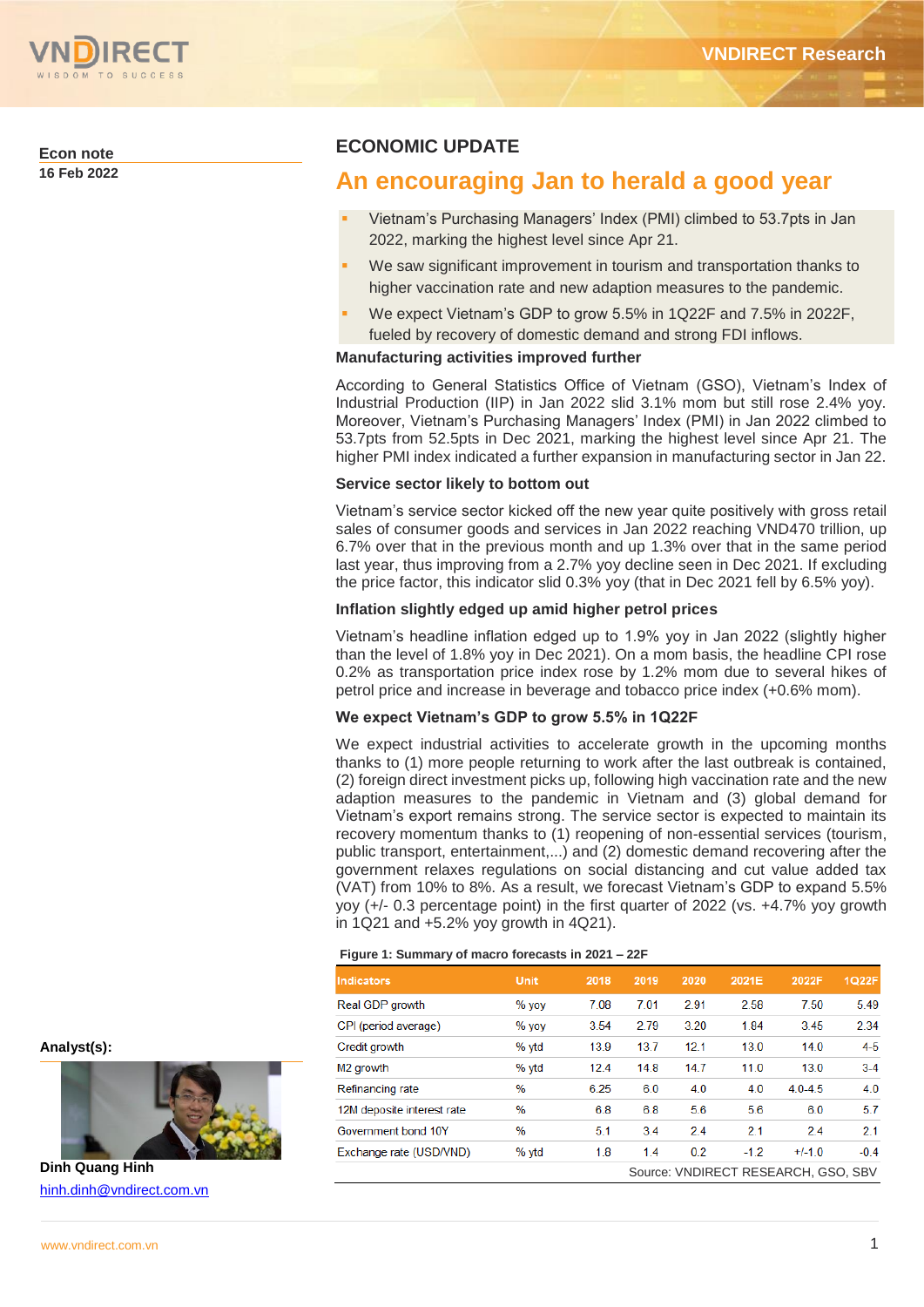Econ note

16 Feb 2022

## ECONOMIC UPDATE

# An encouraging Jan to herald a good year

- Vietnam's Purchasing Managers' Index (PMI) climbed to 53.7pts in Jan 2022, marking the highest level since Apr 21.
- We saw significant improvement in tourism and transportation thanks to higher vaccination rate and new adaption measures to the pandemic.
- We expect Vietnam's GDP to grow 5.5% in 1Q22F and 7.5% in 2022F, fueled by recovery of domestic demand and strong FDI inflows.

### Manufacturing activities improved further

According to General Statistics Office of Vietnam (GSO), Vietnam's Index of Industrial Production (IIP) in Jan 2022 slid 3.1% mom but still rose 2.4% yoy. Moreover, Vietnam's Purchasing Managers' Index (PMI) in Jan 2022 climbed to 53.7pts from 52.5pts in Dec 2021, marking the highest level since Apr 21. The higher PMI index indicated a further expansion in manufacturing sector in Jan 22.

### Service sector likely to bottom out

Vietnam's service sector kicked off the new year quite positively with gross retail sales of consumer goods and services in Jan 2022 reaching VND470 trillion, up 6.7% over that in the previous month and up 1.3% over that in the same period last year, thus improving from a 2.7% yoy decline seen in Dec 2021. If excluding the price factor, this indicator slid 0.3% yoy (that in Dec 2021 fell by 6.5% yoy).

### Inflation slightly edged up amid higher petrol prices

Vietnam's headline inflation edged up to 1.9% yoy in Jan 2022 (slightly higher than the level of 1.8% yoy in Dec 2021). On a mom basis, the headline CPI rose 0.2% as transportation price index rose by 1.2% mom due to several hikes of petrol price and increase in beverage and tobacco price index (+0.6% mom).

### We expect Vietnam's GDP to grow 5.5% in 1Q22F

We expect industrial activities to accelerate growth in the upcoming months thanks to (1) more people returning to work after the last outbreak is contained, (2) foreign direct investment picks up, following high vaccination rate and the new adaption measures to the pandemic in Vietnam and (3) global demand for Vietnam's export remains strong. The service sector is expected to maintain its recovery momentum thanks to (1) reopening of non-essential services (tourism, public transport, entertainment,...) and (2) domestic demand recovering after the government relaxes regulations on social distancing and cut value added tax (VAT) from 10% to 8%. As a result, we forecast Vietnam's GDP to expand 5.5% yoy (+/- 0.3 percentage point) in the first quarter of 2022 (vs. +4.7% yoy growth in 1Q21 and +5.2% yoy growth in 4Q21).

**Figure 1: Summary of macro forecasts in 2021 – 22F**

| Indicators | Unit | 2018 | 2019 | 2020 | 2021E | 2022F | 1Q22F |
|---|---|---|---|---|---|---|---|
| Real GDP growth | % yoy | 7.08 | 7.01 | 2.91 | 2.58 | 7.50 | 5.49 |
| CPI (period average) | % yoy | 3.54 | 2.79 | 3.20 | 1.84 | 3.45 | 2.34 |
| Credit growth | % ytd | 13.9 | 13.7 | 12.1 | 13.0 | 14.0 | 4-5 |
| M2 growth | % ytd | 12.4 | 14.8 | 14.7 | 11.0 | 13.0 | 3-4 |
| Refinancing rate | % | 6.25 | 6.0 | 4.0 | 4.0 | 4.0-4.5 | 4.0 |
| 12M deposite interest rate | % | 6.8 | 6.8 | 5.6 | 5.6 | 6.0 | 5.7 |
| Government bond 10Y | % | 5.1 | 3.4 | 2.4 | 2.1 | 2.4 | 2.1 |
| Exchange rate (USD/VND) | % ytd | 1.8 | 1.4 | 0.2 | -1.2 | +/-1.0 | -0.4 |

Source: VNDIRECT RESEARCH, GSO, SBV

**Analyst(s):**

**Dinh Quang Hinh**

hinh.dinh@vndirect.com.vn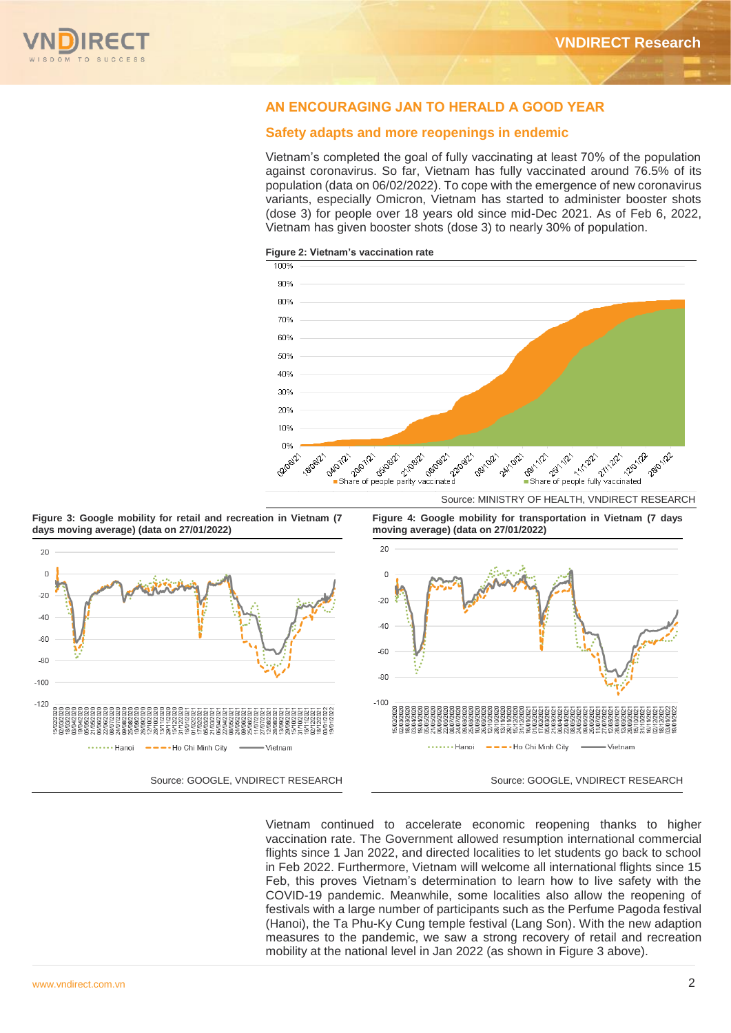## AN ENCOURAGING JAN TO HERALD A GOOD YEAR

### Safety adapts and more reopenings in endemic

Vietnam's completed the goal of fully vaccinating at least 70% of the population against coronavirus. So far, Vietnam has fully vaccinated around 76.5% of its population (data on 06/02/2022). To cope with the emergence of new coronavirus variants, especially Omicron, Vietnam has started to administer booster shots (dose 3) for people over 18 years old since mid-Dec 2021. As of Feb 6, 2022, Vietnam has given booster shots (dose 3) to nearly 30% of population.

**Figure 2: Vietnam's vaccination rate**

Source: MINISTRY OF HEALTH, VNDIRECT RESEARCH

**Figure 3: Google mobility for retail and recreation in Vietnam (7 days moving average) (data on 27/01/2022)**

Source: GOOGLE, VNDIRECT RESEARCH

**Figure 4: Google mobility for transportation in Vietnam (7 days moving average) (data on 27/01/2022)**

Source: GOOGLE, VNDIRECT RESEARCH

Vietnam continued to accelerate economic reopening thanks to higher vaccination rate. The Government allowed resumption international commercial flights since 1 Jan 2022, and directed localities to let students go back to school in Feb 2022. Furthermore, Vietnam will welcome all international flights since 15 Feb, this proves Vietnam's determination to learn how to live safety with the COVID-19 pandemic. Meanwhile, some localities also allow the reopening of festivals with a large number of participants such as the Perfume Pagoda festival (Hanoi), the Ta Phu-Ky Cung temple festival (Lang Son). With the new adaption measures to the pandemic, we saw a strong recovery of retail and recreation mobility at the national level in Jan 2022 (as shown in Figure 3 above).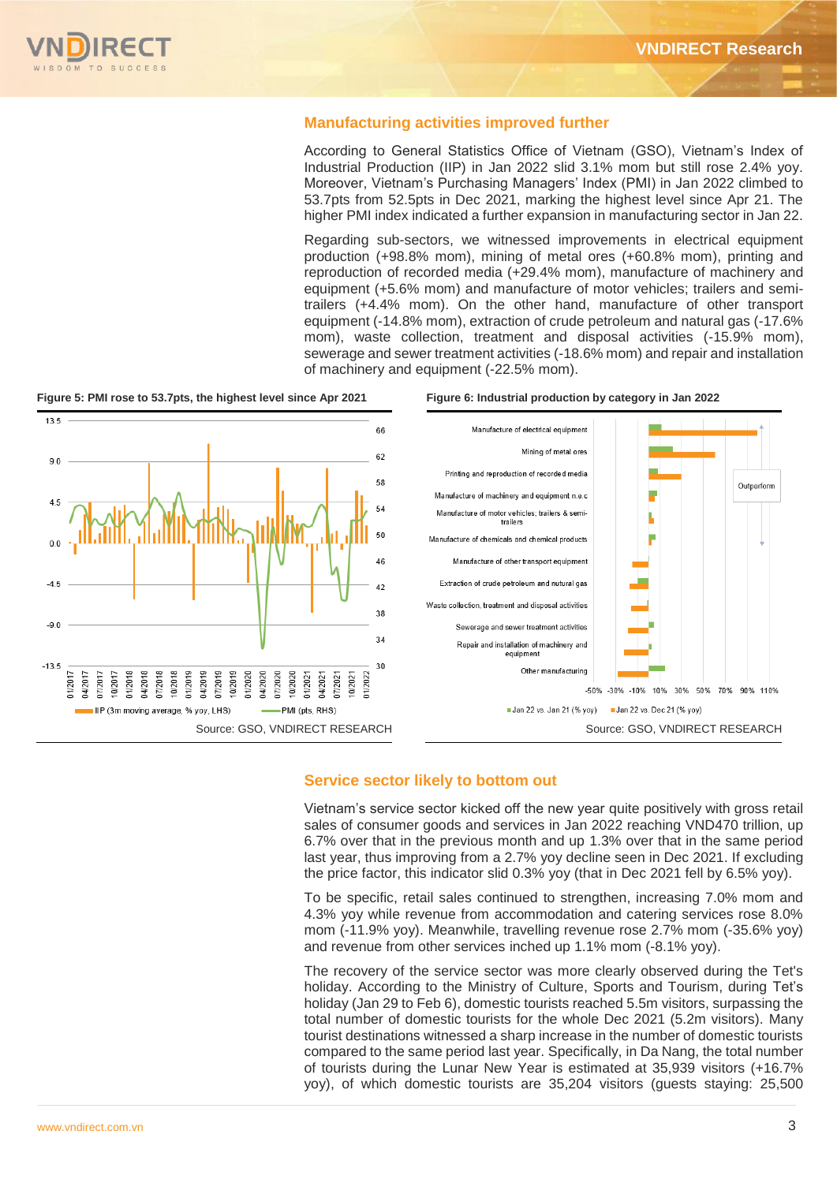## Manufacturing activities improved further

According to General Statistics Office of Vietnam (GSO), Vietnam's Index of Industrial Production (IIP) in Jan 2022 slid 3.1% mom but still rose 2.4% yoy. Moreover, Vietnam's Purchasing Managers' Index (PMI) in Jan 2022 climbed to 53.7pts from 52.5pts in Dec 2021, marking the highest level since Apr 21. The higher PMI index indicated a further expansion in manufacturing sector in Jan 22.

Regarding sub-sectors, we witnessed improvements in electrical equipment production (+98.8% mom), mining of metal ores (+60.8% mom), printing and reproduction of recorded media (+29.4% mom), manufacture of machinery and equipment (+5.6% mom) and manufacture of motor vehicles; trailers and semi-trailers (+4.4% mom). On the other hand, manufacture of other transport equipment (-14.8% mom), extraction of crude petroleum and natural gas (-17.6% mom), waste collection, treatment and disposal activities (-15.9% mom), sewerage and sewer treatment activities (-18.6% mom) and repair and installation of machinery and equipment (-22.5% mom).

**Figure 5: PMI rose to 53.7pts, the highest level since Apr 2021**

Source: GSO, VNDIRECT RESEARCH

**Figure 6: Industrial production by category in Jan 2022**

Source: GSO, VNDIRECT RESEARCH

## Service sector likely to bottom out

Vietnam's service sector kicked off the new year quite positively with gross retail sales of consumer goods and services in Jan 2022 reaching VND470 trillion, up 6.7% over that in the previous month and up 1.3% over that in the same period last year, thus improving from a 2.7% yoy decline seen in Dec 2021. If excluding the price factor, this indicator slid 0.3% yoy (that in Dec 2021 fell by 6.5% yoy).

To be specific, retail sales continued to strengthen, increasing 7.0% mom and 4.3% yoy while revenue from accommodation and catering services rose 8.0% mom (-11.9% yoy). Meanwhile, travelling revenue rose 2.7% mom (-35.6% yoy) and revenue from other services inched up 1.1% mom (-8.1% yoy).

The recovery of the service sector was more clearly observed during the Tet's holiday. According to the Ministry of Culture, Sports and Tourism, during Tet's holiday (Jan 29 to Feb 6), domestic tourists reached 5.5m visitors, surpassing the total number of domestic tourists for the whole Dec 2021 (5.2m visitors). Many tourist destinations witnessed a sharp increase in the number of domestic tourists compared to the same period last year. Specifically, in Da Nang, the total number of tourists during the Lunar New Year is estimated at 35,939 visitors (+16.7% yoy), of which domestic tourists are 35,204 visitors (guests staying: 25,500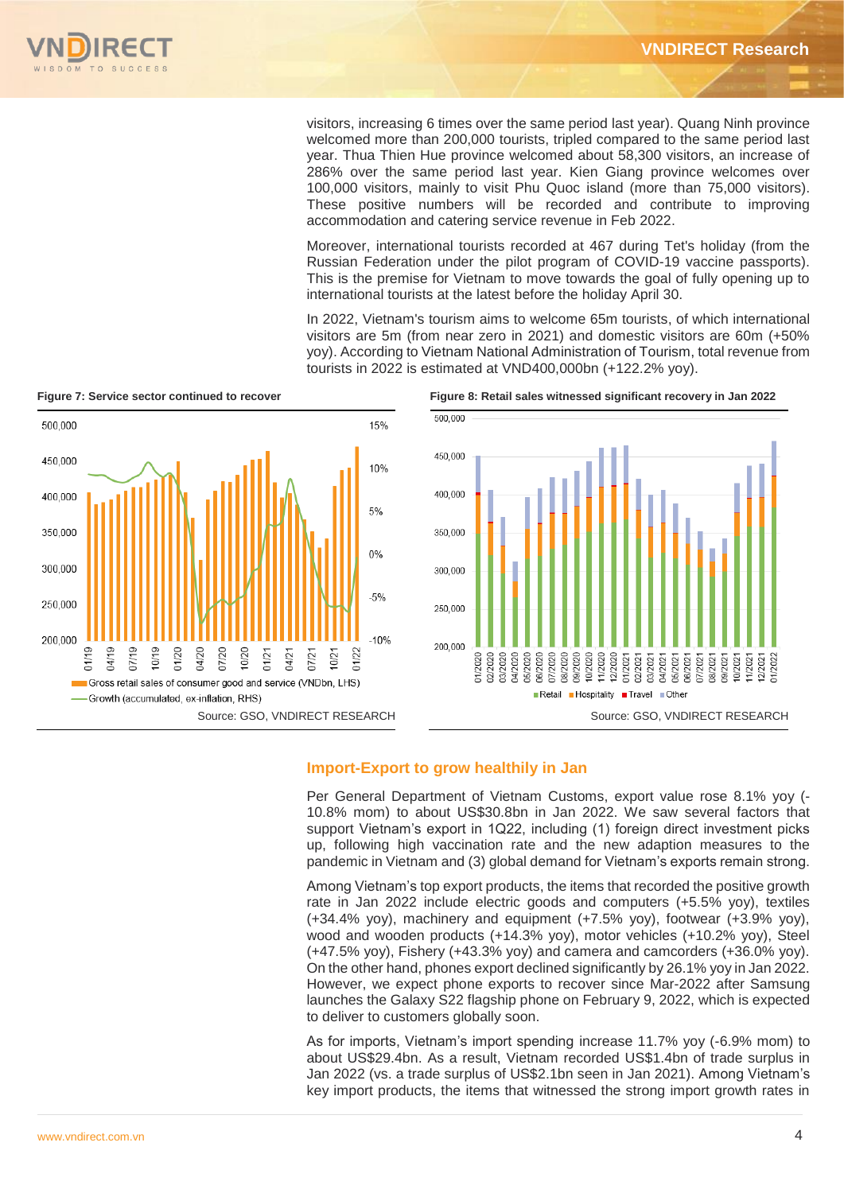visitors, increasing 6 times over the same period last year). Quang Ninh province welcomed more than 200,000 tourists, tripled compared to the same period last year. Thua Thien Hue province welcomed about 58,300 visitors, an increase of 286% over the same period last year. Kien Giang province welcomes over 100,000 visitors, mainly to visit Phu Quoc island (more than 75,000 visitors). These positive numbers will be recorded and contribute to improving accommodation and catering service revenue in Feb 2022.

Moreover, international tourists recorded at 467 during Tet's holiday (from the Russian Federation under the pilot program of COVID-19 vaccine passports). This is the premise for Vietnam to move towards the goal of fully opening up to international tourists at the latest before the holiday April 30.

In 2022, Vietnam's tourism aims to welcome 65m tourists, of which international visitors are 5m (from near zero in 2021) and domestic visitors are 60m (+50% yoy). According to Vietnam National Administration of Tourism, total revenue from tourists in 2022 is estimated at VND400,000bn (+122.2% yoy).

**Figure 7: Service sector continued to recover**

Gross retail sales of consumer good and service (VNDbn, LHS); Growth (accumulated, ex-inflation, RHS)

Source: GSO, VNDIRECT RESEARCH

**Figure 8: Retail sales witnessed significant recovery in Jan 2022**

Retail; Hospitality; Travel; Other

Source: GSO, VNDIRECT RESEARCH

## Import-Export to grow healthily in Jan

Per General Department of Vietnam Customs, export value rose 8.1% yoy (-10.8% mom) to about US$30.8bn in Jan 2022. We saw several factors that support Vietnam's export in 1Q22, including (1) foreign direct investment picks up, following high vaccination rate and the new adaption measures to the pandemic in Vietnam and (3) global demand for Vietnam's exports remain strong.

Among Vietnam's top export products, the items that recorded the positive growth rate in Jan 2022 include electric goods and computers (+5.5% yoy), textiles (+34.4% yoy), machinery and equipment (+7.5% yoy), footwear (+3.9% yoy), wood and wooden products (+14.3% yoy), motor vehicles (+10.2% yoy), Steel (+47.5% yoy), Fishery (+43.3% yoy) and camera and camcorders (+36.0% yoy). On the other hand, phones export declined significantly by 26.1% yoy in Jan 2022. However, we expect phone exports to recover since Mar-2022 after Samsung launches the Galaxy S22 flagship phone on February 9, 2022, which is expected to deliver to customers globally soon.

As for imports, Vietnam's import spending increase 11.7% yoy (-6.9% mom) to about US$29.4bn. As a result, Vietnam recorded US$1.4bn of trade surplus in Jan 2022 (vs. a trade surplus of US$2.1bn seen in Jan 2021). Among Vietnam's key import products, the items that witnessed the strong import growth rates in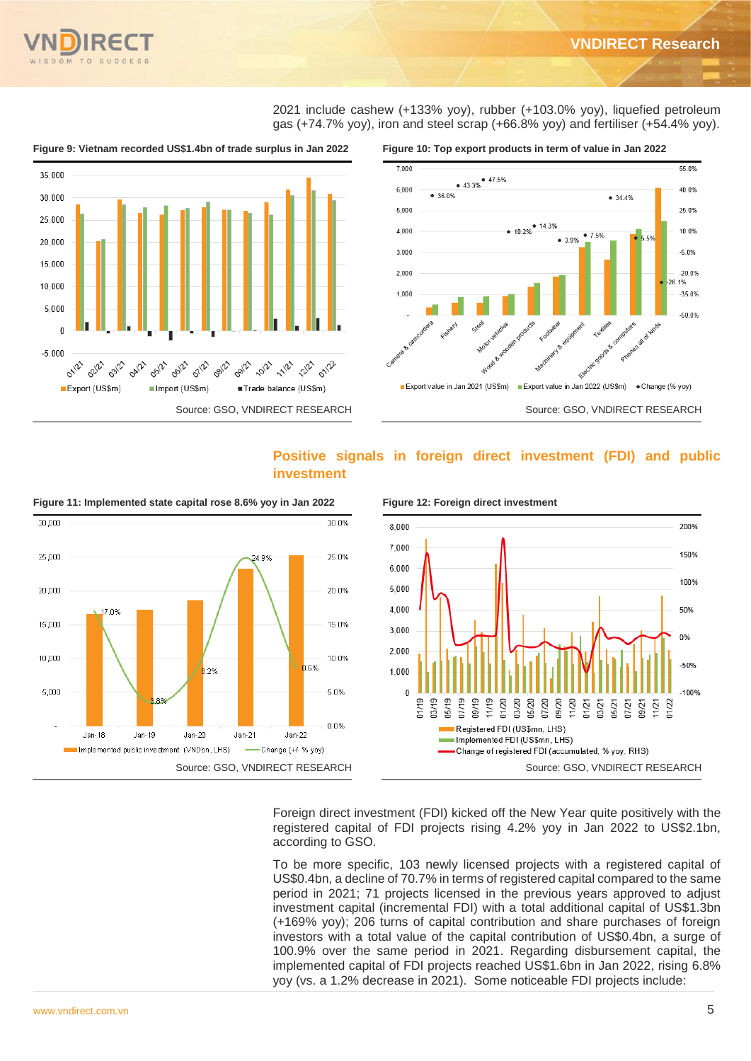2021 include cashew (+133% yoy), rubber (+103.0% yoy), liquefied petroleum gas (+74.7% yoy), iron and steel scrap (+66.8% yoy) and fertiliser (+54.4% yoy).

**Figure 9: Vietnam recorded US$1.4bn of trade surplus in Jan 2022**

Source: GSO, VNDIRECT RESEARCH

**Figure 10: Top export products in term of value in Jan 2022**

Source: GSO, VNDIRECT RESEARCH

## Positive signals in foreign direct investment (FDI) and public investment

**Figure 11: Implemented state capital rose 8.6% yoy in Jan 2022**

Source: GSO, VNDIRECT RESEARCH

**Figure 12: Foreign direct investment**

Source: GSO, VNDIRECT RESEARCH

Foreign direct investment (FDI) kicked off the New Year quite positively with the registered capital of FDI projects rising 4.2% yoy in Jan 2022 to US$2.1bn, according to GSO.

To be more specific, 103 newly licensed projects with a registered capital of US$0.4bn, a decline of 70.7% in terms of registered capital compared to the same period in 2021; 71 projects licensed in the previous years approved to adjust investment capital (incremental FDI) with a total additional capital of US$1.3bn (+169% yoy); 206 turns of capital contribution and share purchases of foreign investors with a total value of the capital contribution of US$0.4bn, a surge of 100.9% over the same period in 2021. Regarding disbursement capital, the implemented capital of FDI projects reached US$1.6bn in Jan 2022, rising 6.8% yoy (vs. a 1.2% decrease in 2021). Some noticeable FDI projects include: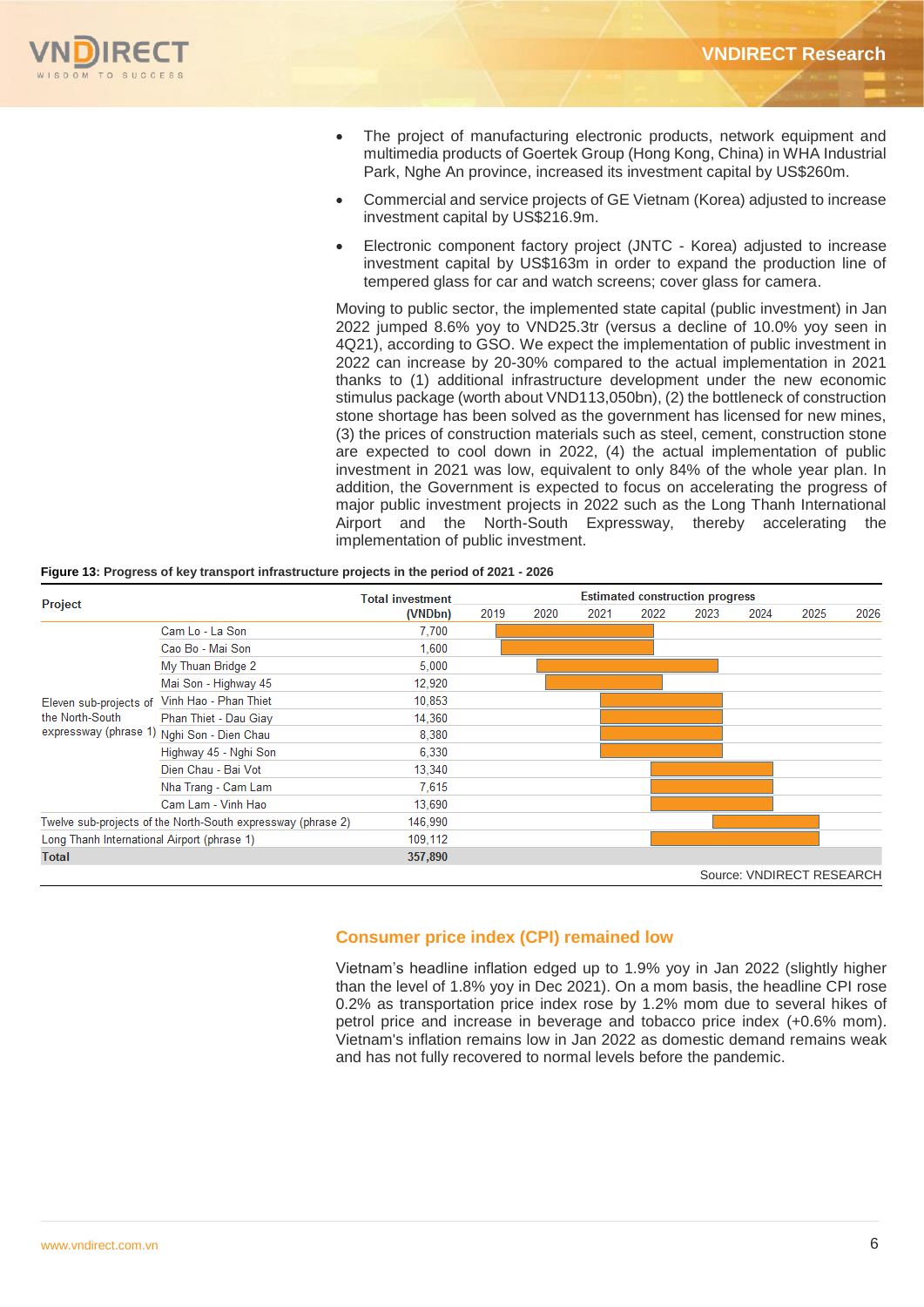- The project of manufacturing electronic products, network equipment and multimedia products of Goertek Group (Hong Kong, China) in WHA Industrial Park, Nghe An province, increased its investment capital by US$260m.
- Commercial and service projects of GE Vietnam (Korea) adjusted to increase investment capital by US$216.9m.
- Electronic component factory project (JNTC - Korea) adjusted to increase investment capital by US$163m in order to expand the production line of tempered glass for car and watch screens; cover glass for camera.

Moving to public sector, the implemented state capital (public investment) in Jan 2022 jumped 8.6% yoy to VND25.3tr (versus a decline of 10.0% yoy seen in 4Q21), according to GSO. We expect the implementation of public investment in 2022 can increase by 20-30% compared to the actual implementation in 2021 thanks to (1) additional infrastructure development under the new economic stimulus package (worth about VND113,050bn), (2) the bottleneck of construction stone shortage has been solved as the government has licensed for new mines, (3) the prices of construction materials such as steel, cement, construction stone are expected to cool down in 2022, (4) the actual implementation of public investment in 2021 was low, equivalent to only 84% of the whole year plan. In addition, the Government is expected to focus on accelerating the progress of major public investment projects in 2022 such as the Long Thanh International Airport and the North-South Expressway, thereby accelerating the implementation of public investment.

**Figure 13: Progress of key transport infrastructure projects in the period of 2021 - 2026**

| Project | | Total investment (VNDbn) | Estimated construction progress | | | | | | | |
|---|---|---|---|---|---|---|---|---|---|---|
| | | | 2019 | 2020 | 2021 | 2022 | 2023 | 2024 | 2025 | 2026 |
| Eleven sub-projects of the North-South expressway (phrase 1) | Cam Lo - La Son | 7,700 | ■ | ■ | ■ | ■ | | | | |
| | Cao Bo - Mai Son | 1,600 | ■ | ■ | ■ | ■ | | | | |
| | My Thuan Bridge 2 | 5,000 | | ■ | ■ | ■ | ■ | | | |
| | Mai Son - Highway 45 | 12,920 | | ■ | ■ | ■ | | | | |
| | Vinh Hao - Phan Thiet | 10,853 | | | ■ | ■ | ■ | | | |
| | Phan Thiet - Dau Giay | 14,360 | | | ■ | ■ | ■ | | | |
| | Nghi Son - Dien Chau | 8,380 | | | ■ | ■ | ■ | | | |
| | Highway 45 - Nghi Son | 6,330 | | | ■ | ■ | ■ | | | |
| | Dien Chau - Bai Vot | 13,340 | | | | ■ | ■ | ■ | | |
| | Nha Trang - Cam Lam | 7,615 | | | | ■ | ■ | ■ | | |
| | Cam Lam - Vinh Hao | 13,690 | | | | ■ | ■ | ■ | | |
| Twelve sub-projects of the North-South expressway (phrase 2) | | 146,990 | | | | | ■ | ■ | ■ | |
| Long Thanh International Airport (phrase 1) | | 109,112 | | | | ■ | ■ | ■ | ■ | |
| **Total** | | **357,890** | | | | | | | | |

Source: VNDIRECT RESEARCH

## Consumer price index (CPI) remained low

Vietnam's headline inflation edged up to 1.9% yoy in Jan 2022 (slightly higher than the level of 1.8% yoy in Dec 2021). On a mom basis, the headline CPI rose 0.2% as transportation price index rose by 1.2% mom due to several hikes of petrol price and increase in beverage and tobacco price index (+0.6% mom). Vietnam's inflation remains low in Jan 2022 as domestic demand remains weak and has not fully recovered to normal levels before the pandemic.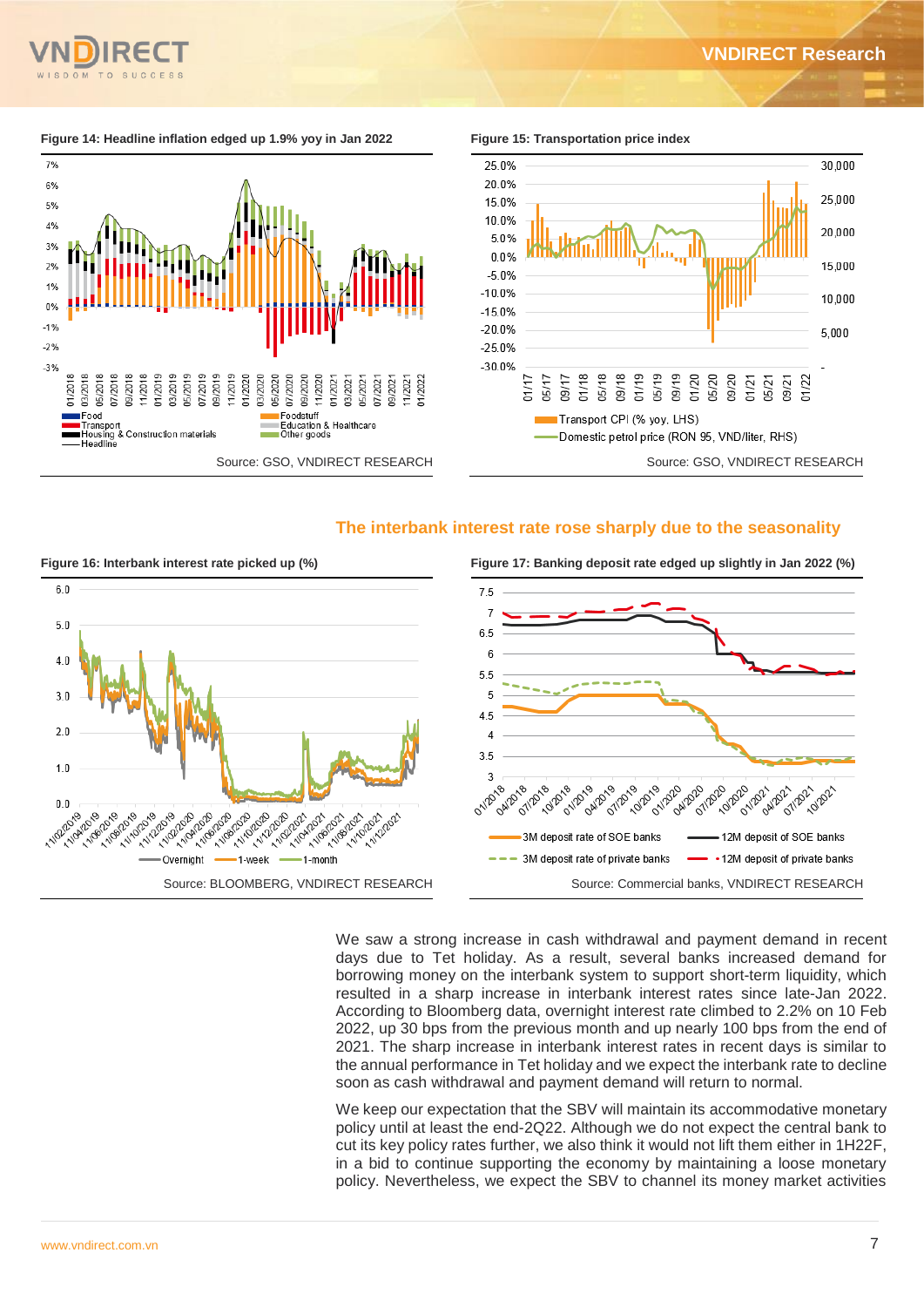**Figure 14: Headline inflation edged up 1.9% yoy in Jan 2022**

Source: GSO, VNDIRECT RESEARCH

**Figure 15: Transportation price index**

Source: GSO, VNDIRECT RESEARCH

## The interbank interest rate rose sharply due to the seasonality

**Figure 16: Interbank interest rate picked up (%)**

Source: BLOOMBERG, VNDIRECT RESEARCH

**Figure 17: Banking deposit rate edged up slightly in Jan 2022 (%)**

Source: Commercial banks, VNDIRECT RESEARCH

We saw a strong increase in cash withdrawal and payment demand in recent days due to Tet holiday. As a result, several banks increased demand for borrowing money on the interbank system to support short-term liquidity, which resulted in a sharp increase in interbank interest rates since late-Jan 2022. According to Bloomberg data, overnight interest rate climbed to 2.2% on 10 Feb 2022, up 30 bps from the previous month and up nearly 100 bps from the end of 2021. The sharp increase in interbank interest rates in recent days is similar to the annual performance in Tet holiday and we expect the interbank rate to decline soon as cash withdrawal and payment demand will return to normal.

We keep our expectation that the SBV will maintain its accommodative monetary policy until at least the end-2Q22. Although we do not expect the central bank to cut its key policy rates further, we also think it would not lift them either in 1H22F, in a bid to continue supporting the economy by maintaining a loose monetary policy. Nevertheless, we expect the SBV to channel its money market activities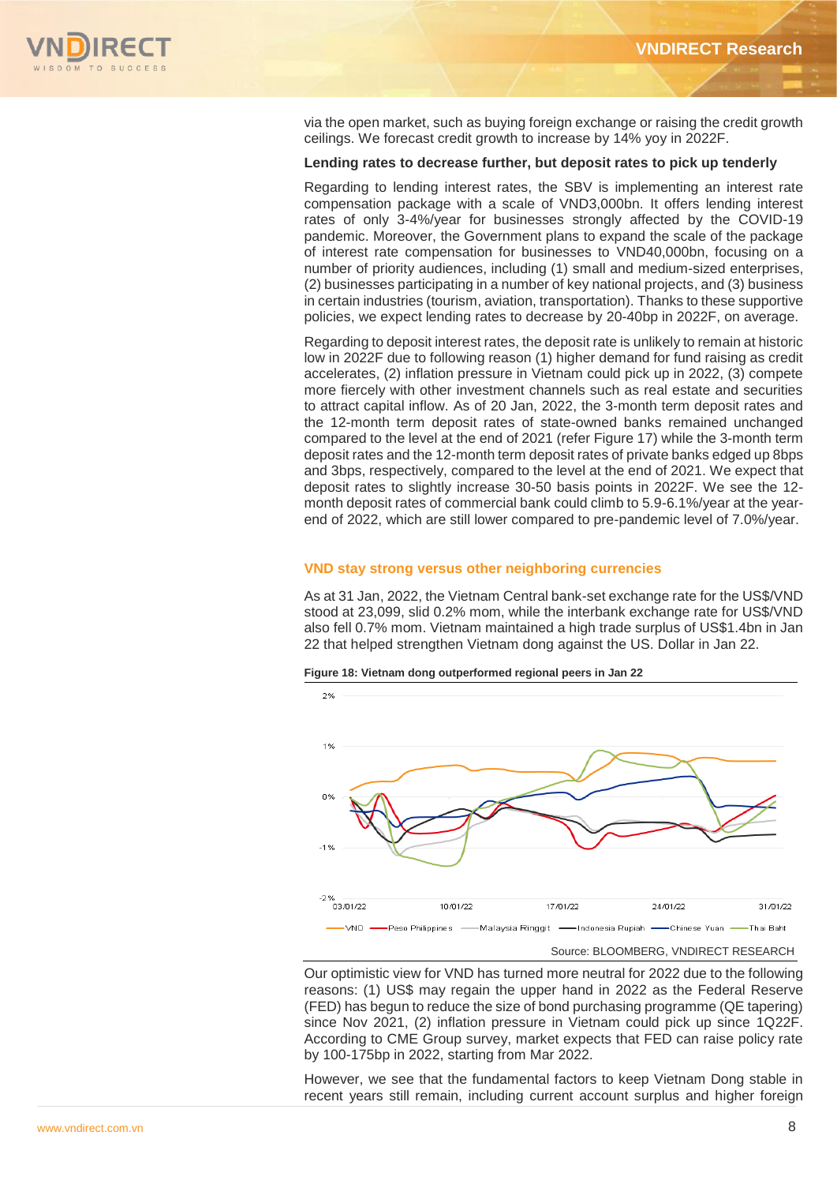via the open market, such as buying foreign exchange or raising the credit growth ceilings. We forecast credit growth to increase by 14% yoy in 2022F.

**Lending rates to decrease further, but deposit rates to pick up tenderly**

Regarding to lending interest rates, the SBV is implementing an interest rate compensation package with a scale of VND3,000bn. It offers lending interest rates of only 3-4%/year for businesses strongly affected by the COVID-19 pandemic. Moreover, the Government plans to expand the scale of the package of interest rate compensation for businesses to VND40,000bn, focusing on a number of priority audiences, including (1) small and medium-sized enterprises, (2) businesses participating in a number of key national projects, and (3) business in certain industries (tourism, aviation, transportation). Thanks to these supportive policies, we expect lending rates to decrease by 20-40bp in 2022F, on average.

Regarding to deposit interest rates, the deposit rate is unlikely to remain at historic low in 2022F due to following reason (1) higher demand for fund raising as credit accelerates, (2) inflation pressure in Vietnam could pick up in 2022, (3) compete more fiercely with other investment channels such as real estate and securities to attract capital inflow. As of 20 Jan, 2022, the 3-month term deposit rates and the 12-month term deposit rates of state-owned banks remained unchanged compared to the level at the end of 2021 (refer Figure 17) while the 3-month term deposit rates and the 12-month term deposit rates of private banks edged up 8bps and 3bps, respectively, compared to the level at the end of 2021. We expect that deposit rates to slightly increase 30-50 basis points in 2022F. We see the 12-month deposit rates of commercial bank could climb to 5.9-6.1%/year at the year-end of 2022, which are still lower compared to pre-pandemic level of 7.0%/year.

## VND stay strong versus other neighboring currencies

As at 31 Jan, 2022, the Vietnam Central bank-set exchange rate for the US$/VND stood at 23,099, slid 0.2% mom, while the interbank exchange rate for US$/VND also fell 0.7% mom. Vietnam maintained a high trade surplus of US$1.4bn in Jan 22 that helped strengthen Vietnam dong against the US. Dollar in Jan 22.

**Figure 18: Vietnam dong outperformed regional peers in Jan 22**

Source: BLOOMBERG, VNDIRECT RESEARCH

Our optimistic view for VND has turned more neutral for 2022 due to the following reasons: (1) US$ may regain the upper hand in 2022 as the Federal Reserve (FED) has begun to reduce the size of bond purchasing programme (QE tapering) since Nov 2021, (2) inflation pressure in Vietnam could pick up since 1Q22F. According to CME Group survey, market expects that FED can raise policy rate by 100-175bp in 2022, starting from Mar 2022.

However, we see that the fundamental factors to keep Vietnam Dong stable in recent years still remain, including current account surplus and higher foreign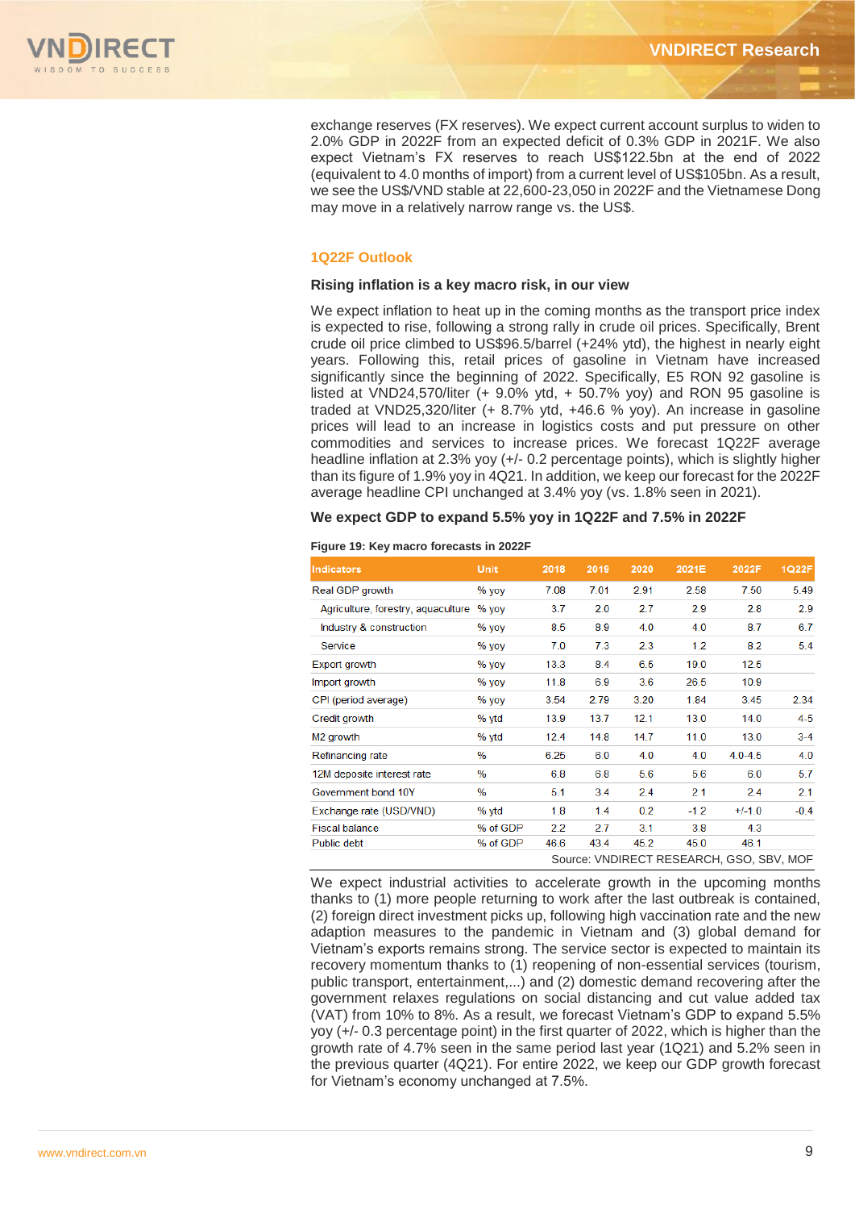exchange reserves (FX reserves). We expect current account surplus to widen to 2.0% GDP in 2022F from an expected deficit of 0.3% GDP in 2021F. We also expect Vietnam's FX reserves to reach US$122.5bn at the end of 2022 (equivalent to 4.0 months of import) from a current level of US$105bn. As a result, we see the US$/VND stable at 22,600-23,050 in 2022F and the Vietnamese Dong may move in a relatively narrow range vs. the US$.

## 1Q22F Outlook

### Rising inflation is a key macro risk, in our view

We expect inflation to heat up in the coming months as the transport price index is expected to rise, following a strong rally in crude oil prices. Specifically, Brent crude oil price climbed to US$96.5/barrel (+24% ytd), the highest in nearly eight years. Following this, retail prices of gasoline in Vietnam have increased significantly since the beginning of 2022. Specifically, E5 RON 92 gasoline is listed at VND24,570/liter (+ 9.0% ytd, + 50.7% yoy) and RON 95 gasoline is traded at VND25,320/liter (+ 8.7% ytd, +46.6 % yoy). An increase in gasoline prices will lead to an increase in logistics costs and put pressure on other commodities and services to increase prices. We forecast 1Q22F average headline inflation at 2.3% yoy (+/- 0.2 percentage points), which is slightly higher than its figure of 1.9% yoy in 4Q21. In addition, we keep our forecast for the 2022F average headline CPI unchanged at 3.4% yoy (vs. 1.8% seen in 2021).

### We expect GDP to expand 5.5% yoy in 1Q22F and 7.5% in 2022F

**Figure 19: Key macro forecasts in 2022F**

| Indicators | Unit | 2018 | 2019 | 2020 | 2021E | 2022F | 1Q22F |
|---|---|---|---|---|---|---|---|
| Real GDP growth | % yoy | 7.08 | 7.01 | 2.91 | 2.58 | 7.50 | 5.49 |
| Agriculture, forestry, aquaculture | % yoy | 3.7 | 2.0 | 2.7 | 2.9 | 2.8 | 2.9 |
| Industry & construction | % yoy | 8.5 | 8.9 | 4.0 | 4.0 | 8.7 | 6.7 |
| Service | % yoy | 7.0 | 7.3 | 2.3 | 1.2 | 8.2 | 5.4 |
| Export growth | % yoy | 13.3 | 8.4 | 6.5 | 19.0 | 12.5 | |
| Import growth | % yoy | 11.8 | 6.9 | 3.6 | 26.5 | 10.9 | |
| CPI (period average) | % yoy | 3.54 | 2.79 | 3.20 | 1.84 | 3.45 | 2.34 |
| Credit growth | % ytd | 13.9 | 13.7 | 12.1 | 13.0 | 14.0 | 4-5 |
| M2 growth | % ytd | 12.4 | 14.8 | 14.7 | 11.0 | 13.0 | 3-4 |
| Refinancing rate | % | 6.25 | 6.0 | 4.0 | 4.0 | 4.0-4.5 | 4.0 |
| 12M deposite interest rate | % | 6.8 | 6.8 | 5.6 | 5.6 | 6.0 | 5.7 |
| Government bond 10Y | % | 5.1 | 3.4 | 2.4 | 2.1 | 2.4 | 2.1 |
| Exchange rate (USD/VND) | % ytd | 1.8 | 1.4 | 0.2 | -1.2 | +/-1.0 | -0.4 |
| Fiscal balance | % of GDP | 2.2 | 2.7 | 3.1 | 3.8 | 4.3 | |
| Public debt | % of GDP | 46.6 | 43.4 | 45.2 | 45.0 | 46.1 | |

Source: VNDIRECT RESEARCH, GSO, SBV, MOF

We expect industrial activities to accelerate growth in the upcoming months thanks to (1) more people returning to work after the last outbreak is contained, (2) foreign direct investment picks up, following high vaccination rate and the new adaption measures to the pandemic in Vietnam and (3) global demand for Vietnam's exports remains strong. The service sector is expected to maintain its recovery momentum thanks to (1) reopening of non-essential services (tourism, public transport, entertainment,...) and (2) domestic demand recovering after the government relaxes regulations on social distancing and cut value added tax (VAT) from 10% to 8%. As a result, we forecast Vietnam's GDP to expand 5.5% yoy (+/- 0.3 percentage point) in the first quarter of 2022, which is higher than the growth rate of 4.7% seen in the same period last year (1Q21) and 5.2% seen in the previous quarter (4Q21). For entire 2022, we keep our GDP growth forecast for Vietnam's economy unchanged at 7.5%.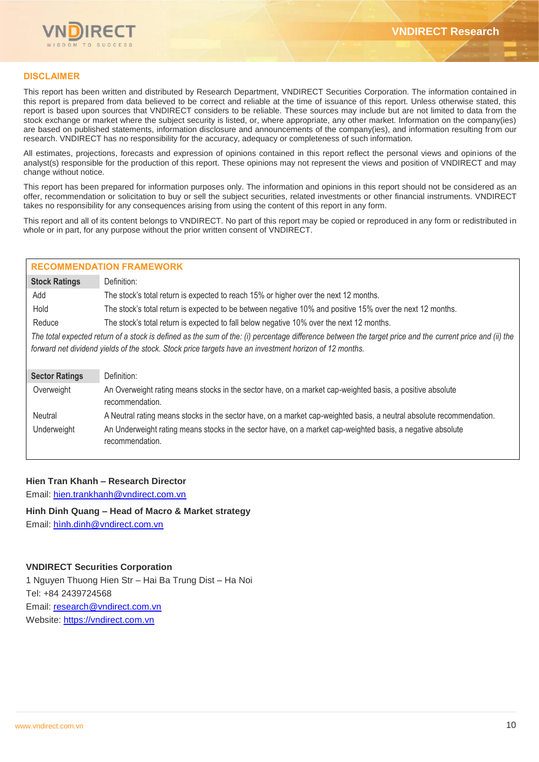## DISCLAIMER

This report has been written and distributed by Research Department, VNDIRECT Securities Corporation. The information contained in this report is prepared from data believed to be correct and reliable at the time of issuance of this report. Unless otherwise stated, this report is based upon sources that VNDIRECT considers to be reliable. These sources may include but are not limited to data from the stock exchange or market where the subject security is listed, or, where appropriate, any other market. Information on the company(ies) are based on published statements, information disclosure and announcements of the company(ies), and information resulting from our research. VNDIRECT has no responsibility for the accuracy, adequacy or completeness of such information.

All estimates, projections, forecasts and expression of opinions contained in this report reflect the personal views and opinions of the analyst(s) responsible for the production of this report. These opinions may not represent the views and position of VNDIRECT and may change without notice.

This report has been prepared for information purposes only. The information and opinions in this report should not be considered as an offer, recommendation or solicitation to buy or sell the subject securities, related investments or other financial instruments. VNDIRECT takes no responsibility for any consequences arising from using the content of this report in any form.

This report and all of its content belongs to VNDIRECT. No part of this report may be copied or reproduced in any form or redistributed in whole or in part, for any purpose without the prior written consent of VNDIRECT.

## RECOMMENDATION FRAMEWORK

| **Stock Ratings** | Definition: |
|---|---|
| Add | The stock's total return is expected to reach 15% or higher over the next 12 months. |
| Hold | The stock's total return is expected to be between negative 10% and positive 15% over the next 12 months. |
| Reduce | The stock's total return is expected to fall below negative 10% over the next 12 months. |

*The total expected return of a stock is defined as the sum of the: (i) percentage difference between the target price and the current price and (ii) the forward net dividend yields of the stock. Stock price targets have an investment horizon of 12 months.*

| **Sector Ratings** | Definition: |
|---|---|
| Overweight | An Overweight rating means stocks in the sector have, on a market cap-weighted basis, a positive absolute recommendation. |
| Neutral | A Neutral rating means stocks in the sector have, on a market cap-weighted basis, a neutral absolute recommendation. |
| Underweight | An Underweight rating means stocks in the sector have, on a market cap-weighted basis, a negative absolute recommendation. |

**Hien Tran Khanh – Research Director**
Email: hien.trankhanh@vndirect.com.vn

**Hinh Dinh Quang – Head of Macro & Market strategy**
Email: hình.dinh@vndirect.com.vn

**VNDIRECT Securities Corporation**
1 Nguyen Thuong Hien Str – Hai Ba Trung Dist – Ha Noi
Tel: +84 2439724568
Email: research@vndirect.com.vn
Website: https://vndirect.com.vn